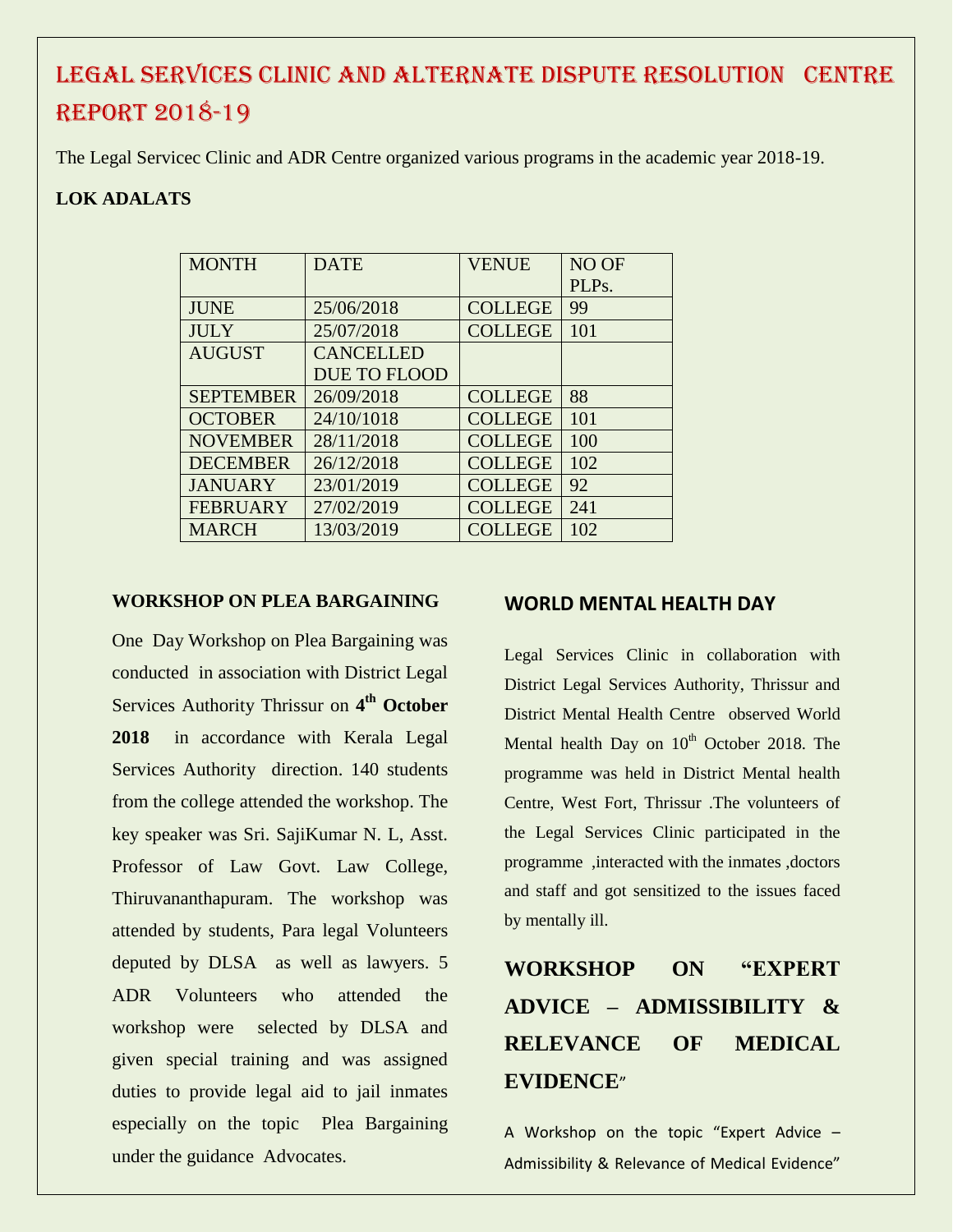# LEGAL SERVICES CLINIC AND ALTERNATE DISPUTE RESOLUTION CENTRE REPORT 2018-19

The Legal Servicec Clinic and ADR Centre organized various programs in the academic year 2018-19.

**LOK ADALATS**

| MONTH | DATE | VENUE | NO OF PLPs. |
|---|---|---|---|
| JUNE | 25/06/2018 | COLLEGE | 99 |
| JULY | 25/07/2018 | COLLEGE | 101 |
| AUGUST | CANCELLED DUE TO FLOOD | | |
| SEPTEMBER | 26/09/2018 | COLLEGE | 88 |
| OCTOBER | 24/10/1018 | COLLEGE | 101 |
| NOVEMBER | 28/11/2018 | COLLEGE | 100 |
| DECEMBER | 26/12/2018 | COLLEGE | 102 |
| JANUARY | 23/01/2019 | COLLEGE | 92 |
| FEBRUARY | 27/02/2019 | COLLEGE | 241 |
| MARCH | 13/03/2019 | COLLEGE | 102 |

**WORKSHOP ON PLEA BARGAINING**

One Day Workshop on Plea Bargaining was conducted in association with District Legal Services Authority Thrissur on **4th October 2018** in accordance with Kerala Legal Services Authority direction. 140 students from the college attended the workshop. The key speaker was Sri. SajiKumar N. L, Asst. Professor of Law Govt. Law College, Thiruvananthapuram. The workshop was attended by students, Para legal Volunteers deputed by DLSA as well as lawyers. 5 ADR Volunteers who attended the workshop were selected by DLSA and given special training and was assigned duties to provide legal aid to jail inmates especially on the topic Plea Bargaining under the guidance Advocates.

**WORLD MENTAL HEALTH DAY**

Legal Services Clinic in collaboration with District Legal Services Authority, Thrissur and District Mental Health Centre observed World Mental health Day on 10th October 2018. The programme was held in District Mental health Centre, West Fort, Thrissur .The volunteers of the Legal Services Clinic participated in the programme ,interacted with the inmates ,doctors and staff and got sensitized to the issues faced by mentally ill.

## WORKSHOP ON "EXPERT ADVICE – ADMISSIBILITY & RELEVANCE OF MEDICAL EVIDENCE"

A Workshop on the topic "Expert Advice – Admissibility & Relevance of Medical Evidence"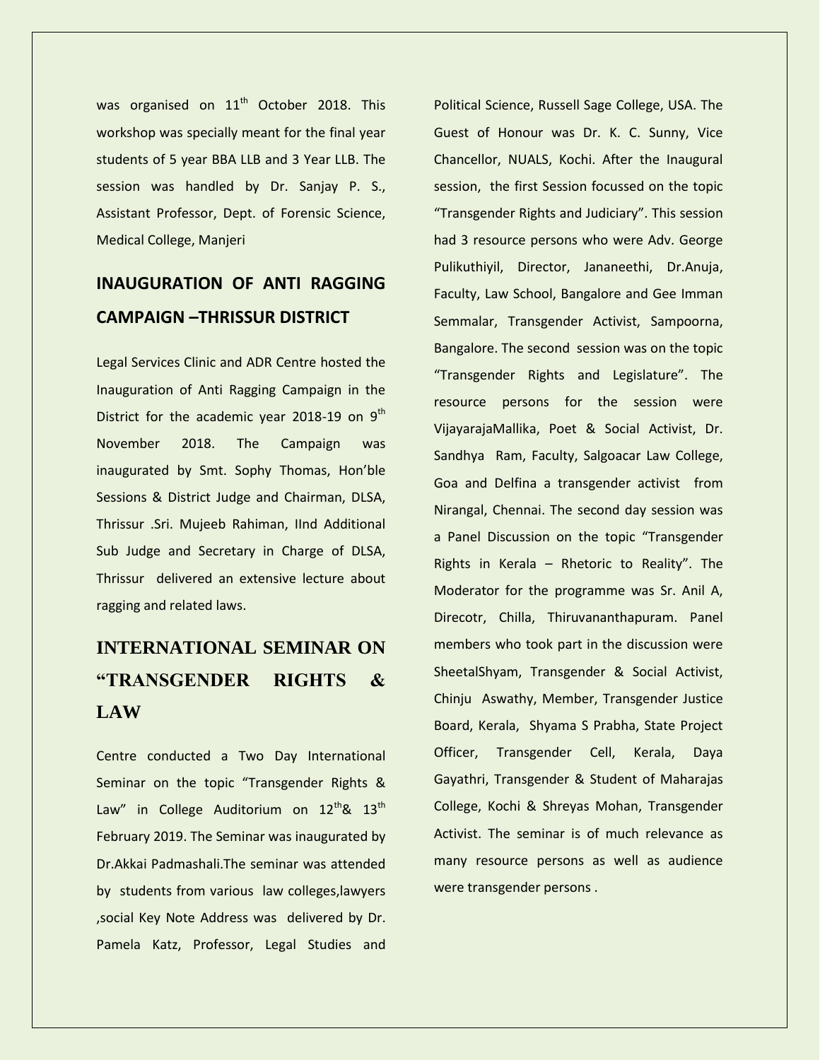was organised on 11th October 2018. This workshop was specially meant for the final year students of 5 year BBA LLB and 3 Year LLB. The session was handled by Dr. Sanjay P. S., Assistant Professor, Dept. of Forensic Science, Medical College, Manjeri

## INAUGURATION OF ANTI RAGGING CAMPAIGN –THRISSUR DISTRICT

Legal Services Clinic and ADR Centre hosted the Inauguration of Anti Ragging Campaign in the District for the academic year 2018-19 on 9th November 2018. The Campaign was inaugurated by Smt. Sophy Thomas, Hon'ble Sessions & District Judge and Chairman, DLSA, Thrissur .Sri. Mujeeb Rahiman, IInd Additional Sub Judge and Secretary in Charge of DLSA, Thrissur delivered an extensive lecture about ragging and related laws.

## INTERNATIONAL SEMINAR ON "TRANSGENDER RIGHTS & LAW

Centre conducted a Two Day International Seminar on the topic "Transgender Rights & Law" in College Auditorium on 12th& 13th February 2019. The Seminar was inaugurated by Dr.Akkai Padmashali.The seminar was attended by students from various law colleges,lawyers ,social Key Note Address was delivered by Dr. Pamela Katz, Professor, Legal Studies and Political Science, Russell Sage College, USA. The Guest of Honour was Dr. K. C. Sunny, Vice Chancellor, NUALS, Kochi. After the Inaugural session, the first Session focussed on the topic "Transgender Rights and Judiciary". This session had 3 resource persons who were Adv. George Pulikuthiyil, Director, Jananeethi, Dr.Anuja, Faculty, Law School, Bangalore and Gee Imman Semmalar, Transgender Activist, Sampoorna, Bangalore. The second session was on the topic "Transgender Rights and Legislature". The resource persons for the session were VijayarajaMallika, Poet & Social Activist, Dr. Sandhya Ram, Faculty, Salgoacar Law College, Goa and Delfina a transgender activist from Nirangal, Chennai. The second day session was a Panel Discussion on the topic "Transgender Rights in Kerala – Rhetoric to Reality". The Moderator for the programme was Sr. Anil A, Direcotr, Chilla, Thiruvananthapuram. Panel members who took part in the discussion were SheetalShyam, Transgender & Social Activist, Chinju Aswathy, Member, Transgender Justice Board, Kerala, Shyama S Prabha, State Project Officer, Transgender Cell, Kerala, Daya Gayathri, Transgender & Student of Maharajas College, Kochi & Shreyas Mohan, Transgender Activist. The seminar is of much relevance as many resource persons as well as audience were transgender persons .